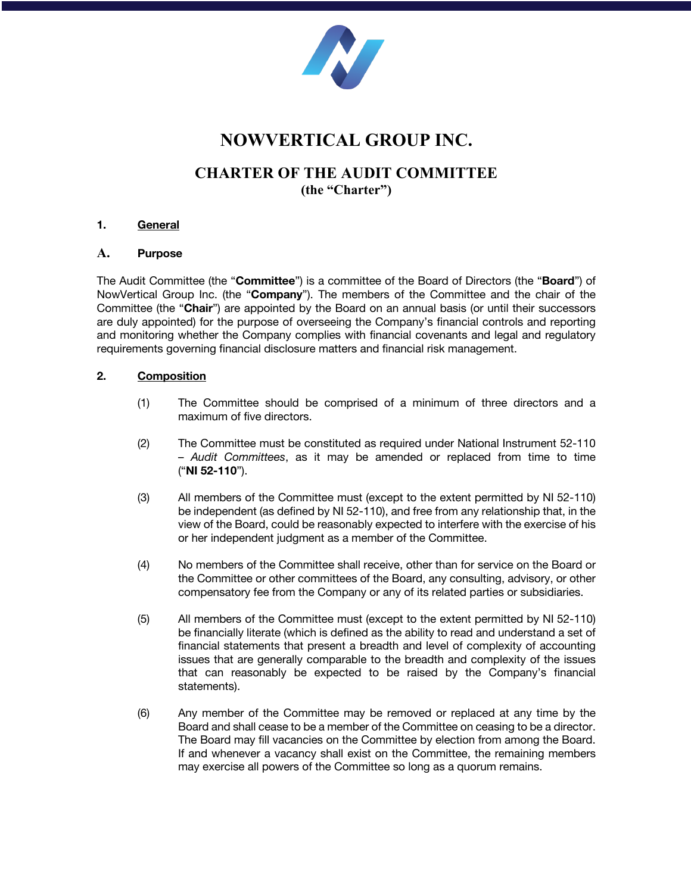# NOWVERTICAL GROUP INC.

## CHARTER OF THE AUDIT COMMITTEE
**(the "Charter")**

### 1. <u>General</u>

#### A. Purpose

The Audit Committee (the "**Committee**") is a committee of the Board of Directors (the "**Board**") of NowVertical Group Inc. (the "**Company**"). The members of the Committee and the chair of the Committee (the "**Chair**") are appointed by the Board on an annual basis (or until their successors are duly appointed) for the purpose of overseeing the Company's financial controls and reporting and monitoring whether the Company complies with financial covenants and legal and regulatory requirements governing financial disclosure matters and financial risk management.

### 2. <u>Composition</u>

(1) The Committee should be comprised of a minimum of three directors and a maximum of five directors.

(2) The Committee must be constituted as required under National Instrument 52-110 – *Audit Committees*, as it may be amended or replaced from time to time ("**NI 52-110**").

(3) All members of the Committee must (except to the extent permitted by NI 52-110) be independent (as defined by NI 52-110), and free from any relationship that, in the view of the Board, could be reasonably expected to interfere with the exercise of his or her independent judgment as a member of the Committee.

(4) No members of the Committee shall receive, other than for service on the Board or the Committee or other committees of the Board, any consulting, advisory, or other compensatory fee from the Company or any of its related parties or subsidiaries.

(5) All members of the Committee must (except to the extent permitted by NI 52-110) be financially literate (which is defined as the ability to read and understand a set of financial statements that present a breadth and level of complexity of accounting issues that are generally comparable to the breadth and complexity of the issues that can reasonably be expected to be raised by the Company's financial statements).

(6) Any member of the Committee may be removed or replaced at any time by the Board and shall cease to be a member of the Committee on ceasing to be a director. The Board may fill vacancies on the Committee by election from among the Board. If and whenever a vacancy shall exist on the Committee, the remaining members may exercise all powers of the Committee so long as a quorum remains.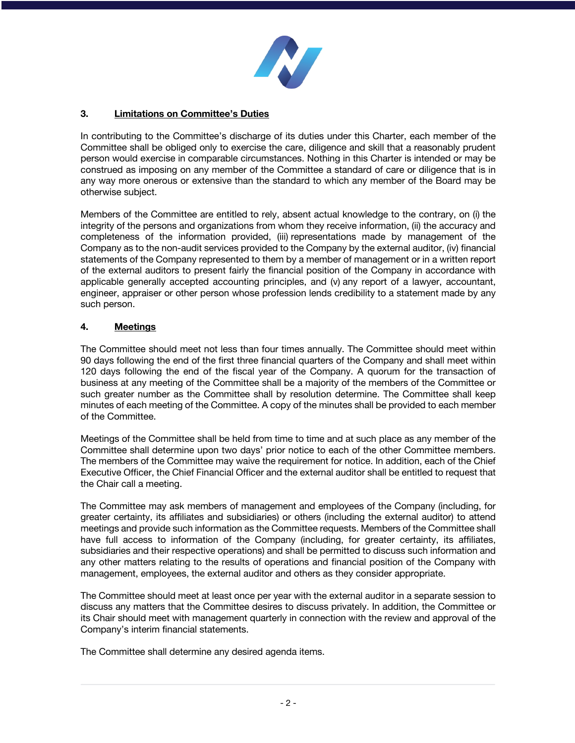## 3. Limitations on Committee's Duties

In contributing to the Committee's discharge of its duties under this Charter, each member of the Committee shall be obliged only to exercise the care, diligence and skill that a reasonably prudent person would exercise in comparable circumstances. Nothing in this Charter is intended or may be construed as imposing on any member of the Committee a standard of care or diligence that is in any way more onerous or extensive than the standard to which any member of the Board may be otherwise subject.

Members of the Committee are entitled to rely, absent actual knowledge to the contrary, on (i) the integrity of the persons and organizations from whom they receive information, (ii) the accuracy and completeness of the information provided, (iii) representations made by management of the Company as to the non-audit services provided to the Company by the external auditor, (iv) financial statements of the Company represented to them by a member of management or in a written report of the external auditors to present fairly the financial position of the Company in accordance with applicable generally accepted accounting principles, and (v) any report of a lawyer, accountant, engineer, appraiser or other person whose profession lends credibility to a statement made by any such person.

## 4. Meetings

The Committee should meet not less than four times annually. The Committee should meet within 90 days following the end of the first three financial quarters of the Company and shall meet within 120 days following the end of the fiscal year of the Company. A quorum for the transaction of business at any meeting of the Committee shall be a majority of the members of the Committee or such greater number as the Committee shall by resolution determine. The Committee shall keep minutes of each meeting of the Committee. A copy of the minutes shall be provided to each member of the Committee.

Meetings of the Committee shall be held from time to time and at such place as any member of the Committee shall determine upon two days' prior notice to each of the other Committee members. The members of the Committee may waive the requirement for notice. In addition, each of the Chief Executive Officer, the Chief Financial Officer and the external auditor shall be entitled to request that the Chair call a meeting.

The Committee may ask members of management and employees of the Company (including, for greater certainty, its affiliates and subsidiaries) or others (including the external auditor) to attend meetings and provide such information as the Committee requests. Members of the Committee shall have full access to information of the Company (including, for greater certainty, its affiliates, subsidiaries and their respective operations) and shall be permitted to discuss such information and any other matters relating to the results of operations and financial position of the Company with management, employees, the external auditor and others as they consider appropriate.

The Committee should meet at least once per year with the external auditor in a separate session to discuss any matters that the Committee desires to discuss privately. In addition, the Committee or its Chair should meet with management quarterly in connection with the review and approval of the Company's interim financial statements.

The Committee shall determine any desired agenda items.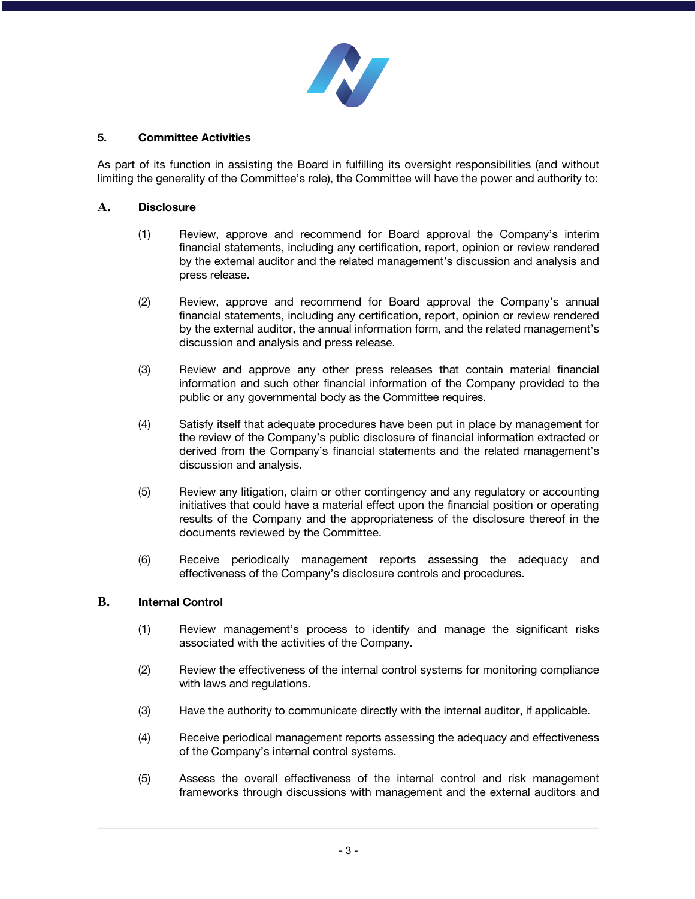## 5. Committee Activities

As part of its function in assisting the Board in fulfilling its oversight responsibilities (and without limiting the generality of the Committee's role), the Committee will have the power and authority to:

### A. Disclosure

(1) Review, approve and recommend for Board approval the Company's interim financial statements, including any certification, report, opinion or review rendered by the external auditor and the related management's discussion and analysis and press release.

(2) Review, approve and recommend for Board approval the Company's annual financial statements, including any certification, report, opinion or review rendered by the external auditor, the annual information form, and the related management's discussion and analysis and press release.

(3) Review and approve any other press releases that contain material financial information and such other financial information of the Company provided to the public or any governmental body as the Committee requires.

(4) Satisfy itself that adequate procedures have been put in place by management for the review of the Company's public disclosure of financial information extracted or derived from the Company's financial statements and the related management's discussion and analysis.

(5) Review any litigation, claim or other contingency and any regulatory or accounting initiatives that could have a material effect upon the financial position or operating results of the Company and the appropriateness of the disclosure thereof in the documents reviewed by the Committee.

(6) Receive periodically management reports assessing the adequacy and effectiveness of the Company's disclosure controls and procedures.

### B. Internal Control

(1) Review management's process to identify and manage the significant risks associated with the activities of the Company.

(2) Review the effectiveness of the internal control systems for monitoring compliance with laws and regulations.

(3) Have the authority to communicate directly with the internal auditor, if applicable.

(4) Receive periodical management reports assessing the adequacy and effectiveness of the Company's internal control systems.

(5) Assess the overall effectiveness of the internal control and risk management frameworks through discussions with management and the external auditors and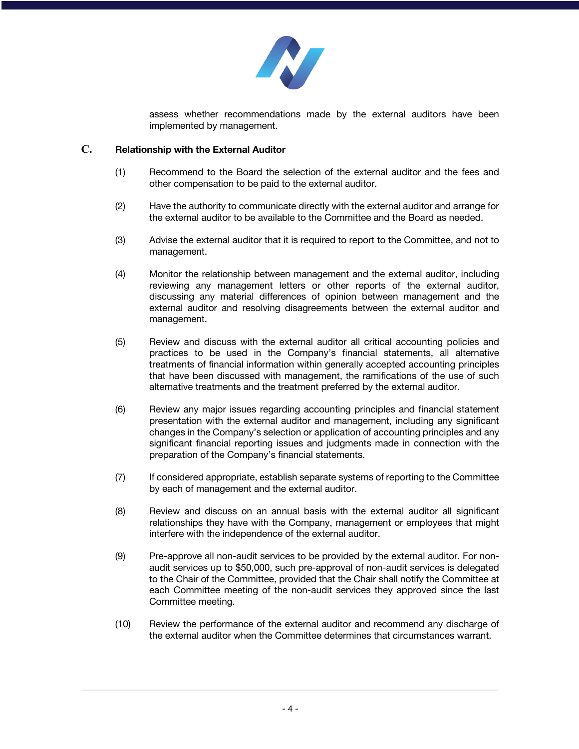assess whether recommendations made by the external auditors have been implemented by management.

## C. Relationship with the External Auditor

(1) Recommend to the Board the selection of the external auditor and the fees and other compensation to be paid to the external auditor.

(2) Have the authority to communicate directly with the external auditor and arrange for the external auditor to be available to the Committee and the Board as needed.

(3) Advise the external auditor that it is required to report to the Committee, and not to management.

(4) Monitor the relationship between management and the external auditor, including reviewing any management letters or other reports of the external auditor, discussing any material differences of opinion between management and the external auditor and resolving disagreements between the external auditor and management.

(5) Review and discuss with the external auditor all critical accounting policies and practices to be used in the Company's financial statements, all alternative treatments of financial information within generally accepted accounting principles that have been discussed with management, the ramifications of the use of such alternative treatments and the treatment preferred by the external auditor.

(6) Review any major issues regarding accounting principles and financial statement presentation with the external auditor and management, including any significant changes in the Company's selection or application of accounting principles and any significant financial reporting issues and judgments made in connection with the preparation of the Company's financial statements.

(7) If considered appropriate, establish separate systems of reporting to the Committee by each of management and the external auditor.

(8) Review and discuss on an annual basis with the external auditor all significant relationships they have with the Company, management or employees that might interfere with the independence of the external auditor.

(9) Pre-approve all non-audit services to be provided by the external auditor. For non-audit services up to $50,000, such pre-approval of non-audit services is delegated to the Chair of the Committee, provided that the Chair shall notify the Committee at each Committee meeting of the non-audit services they approved since the last Committee meeting.

(10) Review the performance of the external auditor and recommend any discharge of the external auditor when the Committee determines that circumstances warrant.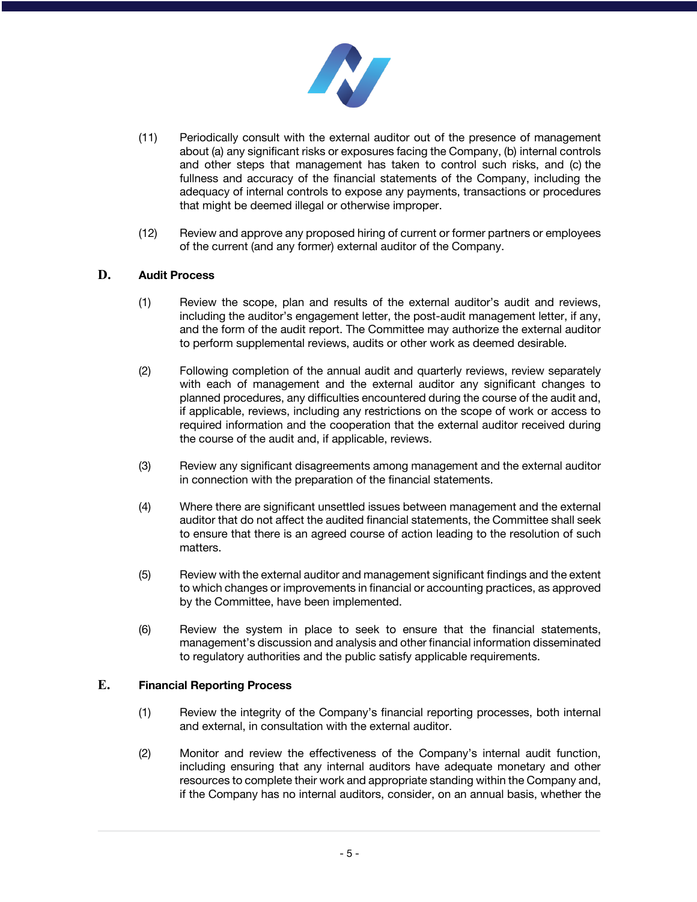(11) Periodically consult with the external auditor out of the presence of management about (a) any significant risks or exposures facing the Company, (b) internal controls and other steps that management has taken to control such risks, and (c) the fullness and accuracy of the financial statements of the Company, including the adequacy of internal controls to expose any payments, transactions or procedures that might be deemed illegal or otherwise improper.

(12) Review and approve any proposed hiring of current or former partners or employees of the current (and any former) external auditor of the Company.

## D. Audit Process

(1) Review the scope, plan and results of the external auditor's audit and reviews, including the auditor's engagement letter, the post-audit management letter, if any, and the form of the audit report. The Committee may authorize the external auditor to perform supplemental reviews, audits or other work as deemed desirable.

(2) Following completion of the annual audit and quarterly reviews, review separately with each of management and the external auditor any significant changes to planned procedures, any difficulties encountered during the course of the audit and, if applicable, reviews, including any restrictions on the scope of work or access to required information and the cooperation that the external auditor received during the course of the audit and, if applicable, reviews.

(3) Review any significant disagreements among management and the external auditor in connection with the preparation of the financial statements.

(4) Where there are significant unsettled issues between management and the external auditor that do not affect the audited financial statements, the Committee shall seek to ensure that there is an agreed course of action leading to the resolution of such matters.

(5) Review with the external auditor and management significant findings and the extent to which changes or improvements in financial or accounting practices, as approved by the Committee, have been implemented.

(6) Review the system in place to seek to ensure that the financial statements, management's discussion and analysis and other financial information disseminated to regulatory authorities and the public satisfy applicable requirements.

## E. Financial Reporting Process

(1) Review the integrity of the Company's financial reporting processes, both internal and external, in consultation with the external auditor.

(2) Monitor and review the effectiveness of the Company's internal audit function, including ensuring that any internal auditors have adequate monetary and other resources to complete their work and appropriate standing within the Company and, if the Company has no internal auditors, consider, on an annual basis, whether the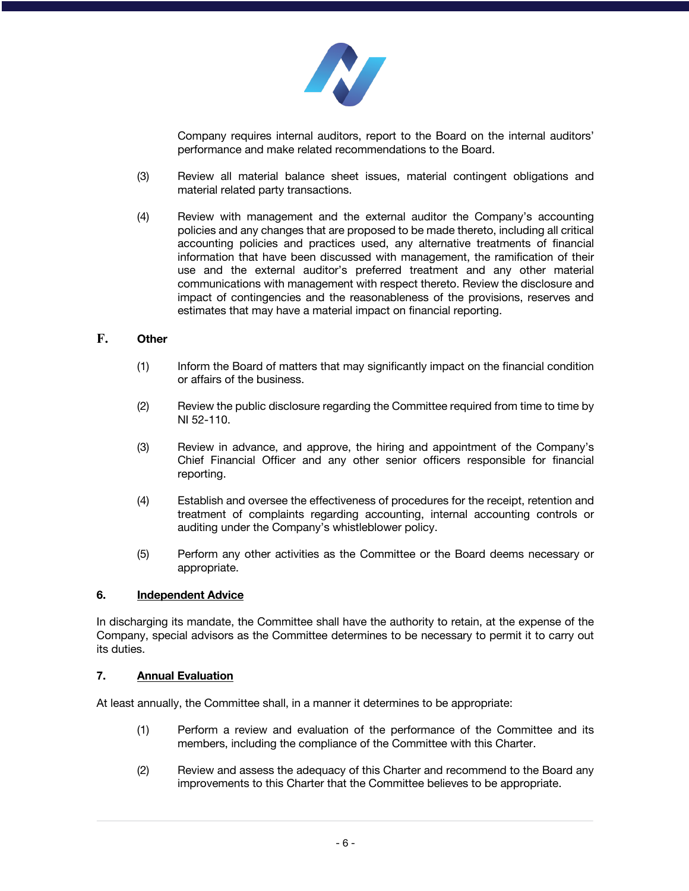Company requires internal auditors, report to the Board on the internal auditors' performance and make related recommendations to the Board.

(3) Review all material balance sheet issues, material contingent obligations and material related party transactions.

(4) Review with management and the external auditor the Company's accounting policies and any changes that are proposed to be made thereto, including all critical accounting policies and practices used, any alternative treatments of financial information that have been discussed with management, the ramification of their use and the external auditor's preferred treatment and any other material communications with management with respect thereto. Review the disclosure and impact of contingencies and the reasonableness of the provisions, reserves and estimates that may have a material impact on financial reporting.

**F. Other**

(1) Inform the Board of matters that may significantly impact on the financial condition or affairs of the business.

(2) Review the public disclosure regarding the Committee required from time to time by NI 52-110.

(3) Review in advance, and approve, the hiring and appointment of the Company's Chief Financial Officer and any other senior officers responsible for financial reporting.

(4) Establish and oversee the effectiveness of procedures for the receipt, retention and treatment of complaints regarding accounting, internal accounting controls or auditing under the Company's whistleblower policy.

(5) Perform any other activities as the Committee or the Board deems necessary or appropriate.

## 6. Independent Advice

In discharging its mandate, the Committee shall have the authority to retain, at the expense of the Company, special advisors as the Committee determines to be necessary to permit it to carry out its duties.

## 7. Annual Evaluation

At least annually, the Committee shall, in a manner it determines to be appropriate:

(1) Perform a review and evaluation of the performance of the Committee and its members, including the compliance of the Committee with this Charter.

(2) Review and assess the adequacy of this Charter and recommend to the Board any improvements to this Charter that the Committee believes to be appropriate.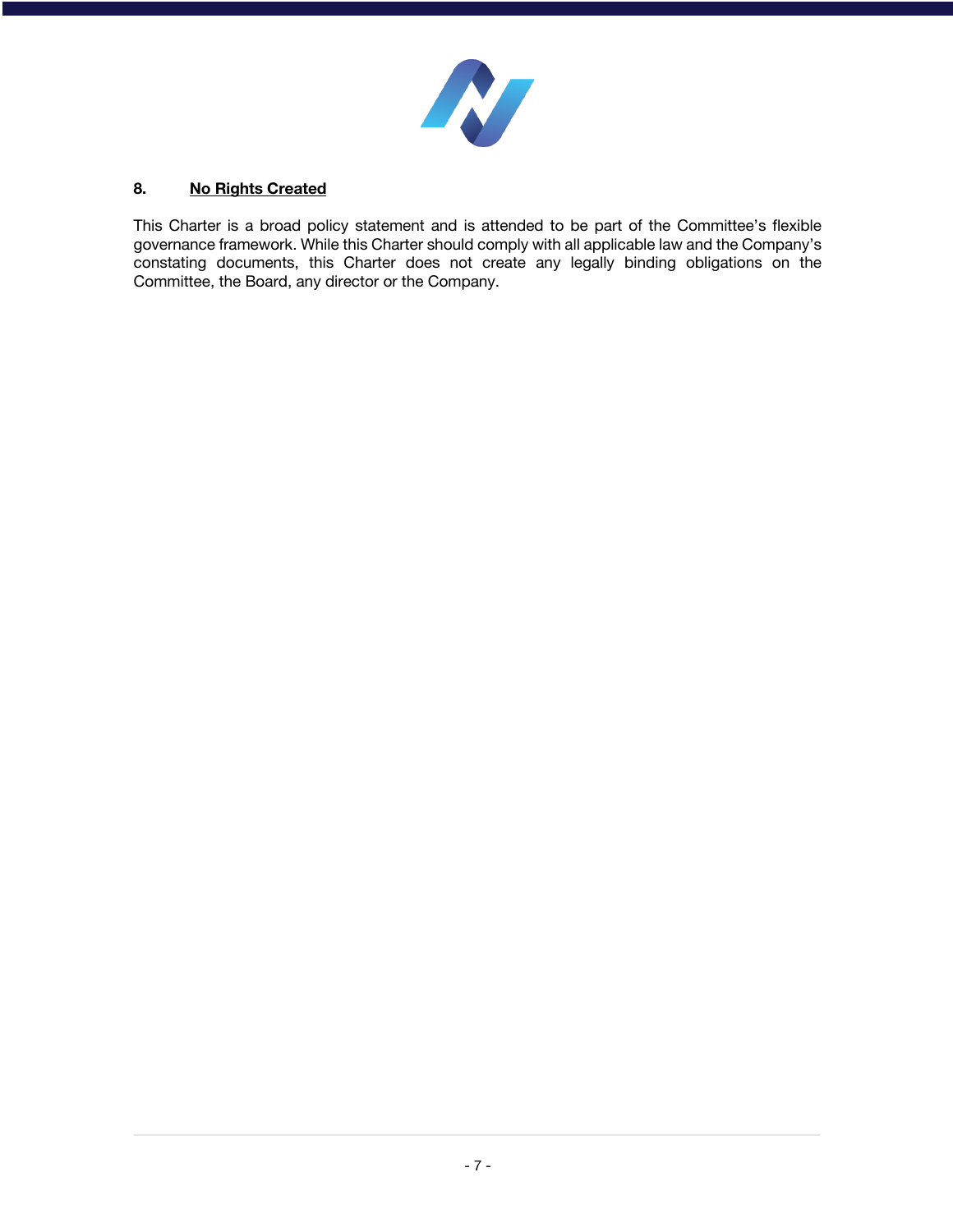## 8. No Rights Created

This Charter is a broad policy statement and is attended to be part of the Committee's flexible governance framework. While this Charter should comply with all applicable law and the Company's constating documents, this Charter does not create any legally binding obligations on the Committee, the Board, any director or the Company.